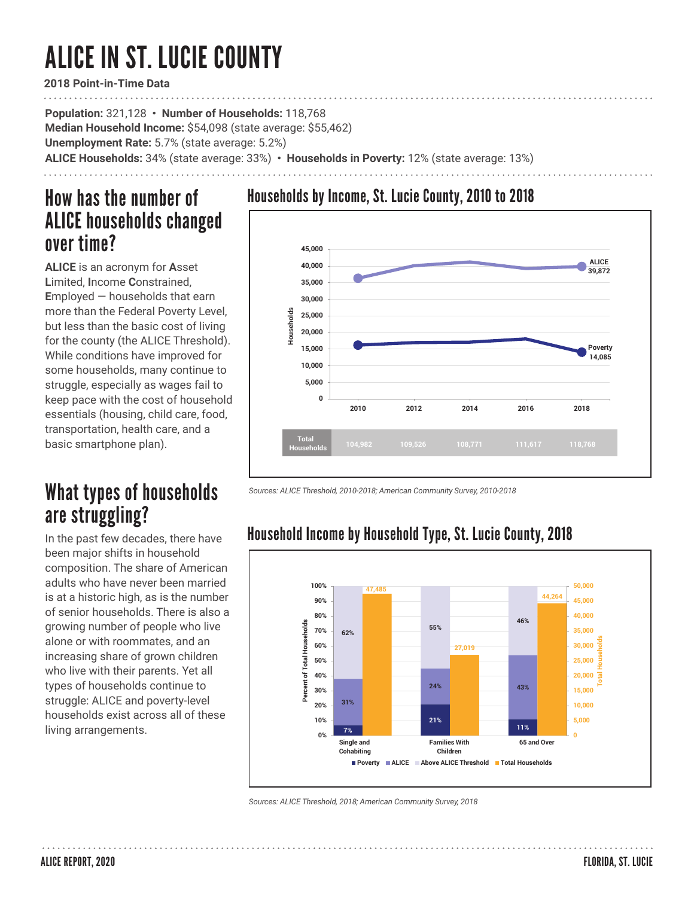# ALICE IN ST. LUCIE COUNTY

**2018 Point-in-Time Data**

**Population:** 321,128 • **Number of Households:** 118,768
**Median Household Income:** $54,098 (state average: $55,462)
**Unemployment Rate:** 5.7% (state average: 5.2%)
**ALICE Households:** 34% (state average: 33%) • **Households in Poverty:** 12% (state average: 13%)

## How has the number of ALICE households changed over time?

**ALICE** is an acronym for **A**sset **L**imited, **I**ncome **C**onstrained, **E**mployed — households that earn more than the Federal Poverty Level, but less than the basic cost of living for the county (the ALICE Threshold). While conditions have improved for some households, many continue to struggle, especially as wages fail to keep pace with the cost of household essentials (housing, child care, food, transportation, health care, and a basic smartphone plan).

## Households by Income, St. Lucie County, 2010 to 2018

| | 2010 | 2012 | 2014 | 2016 | 2018 |
|---|---|---|---|---|---|
| ALICE | | | | | 39,872 |
| Poverty | | | | | 14,085 |
| Total Households | 104,982 | 109,526 | 108,771 | 111,617 | 118,768 |

*Sources: ALICE Threshold, 2010-2018; American Community Survey, 2010-2018*

## What types of households are struggling?

In the past few decades, there have been major shifts in household composition. The share of American adults who have never been married is at a historic high, as is the number of senior households. There is also a growing number of people who live alone or with roommates, and an increasing share of grown children who live with their parents. Yet all types of households continue to struggle: ALICE and poverty-level households exist across all of these living arrangements.

## Household Income by Household Type, St. Lucie County, 2018

| | Poverty | ALICE | Above ALICE Threshold | Total Households |
|---|---|---|---|---|
| Single and Cohabiting | 7% | 31% | 62% | 47,485 |
| Families With Children | 21% | 24% | 55% | 27,019 |
| 65 and Over | 11% | 43% | 46% | 44,264 |

*Sources: ALICE Threshold, 2018; American Community Survey, 2018*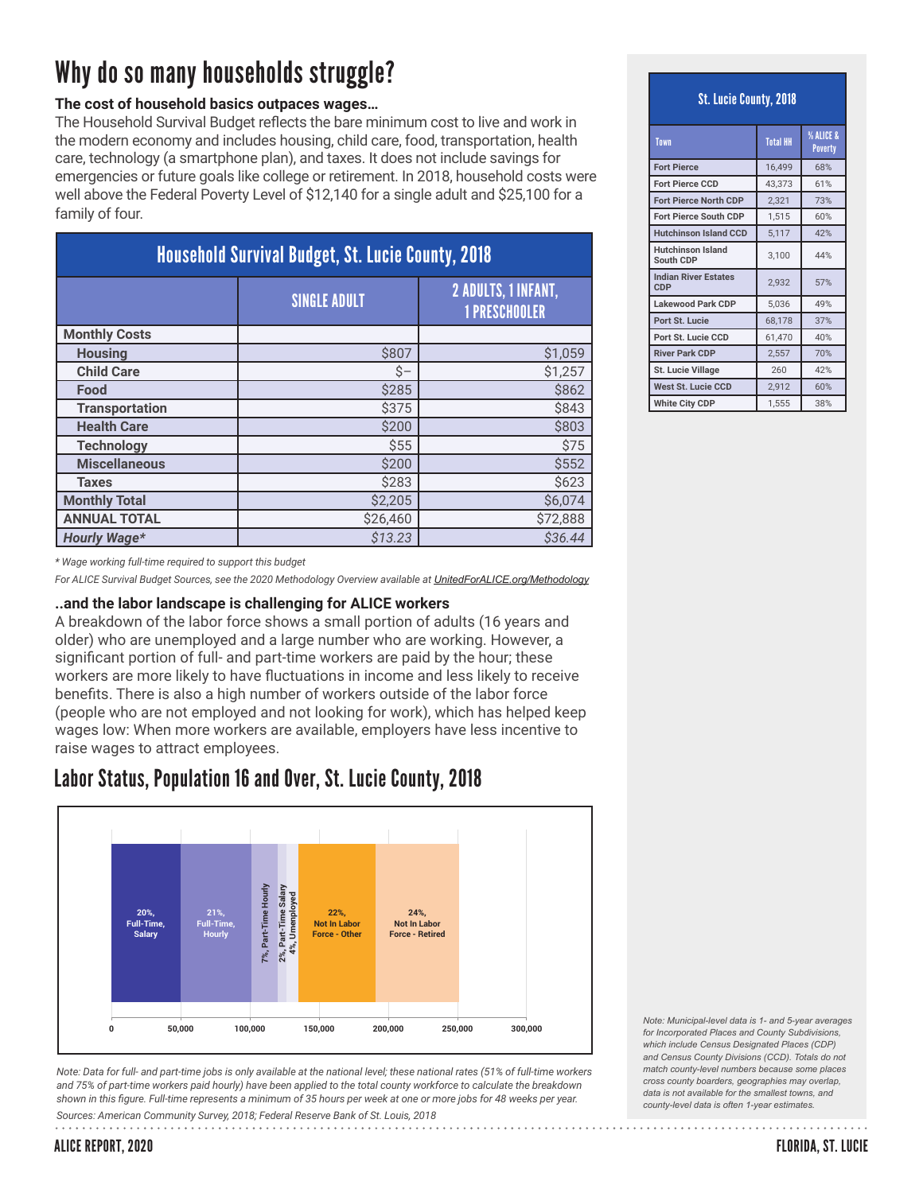# Why do so many households struggle?

**The cost of household basics outpaces wages…**

The Household Survival Budget reflects the bare minimum cost to live and work in the modern economy and includes housing, child care, food, transportation, health care, technology (a smartphone plan), and taxes. It does not include savings for emergencies or future goals like college or retirement. In 2018, household costs were well above the Federal Poverty Level of $12,140 for a single adult and $25,100 for a family of four.

**Household Survival Budget, St. Lucie County, 2018**

| | SINGLE ADULT | 2 ADULTS, 1 INFANT, 1 PRESCHOOLER |
|---|---|---|
| **Monthly Costs** | | |
| **Housing** | $807 | $1,059 |
| **Child Care** | $– | $1,257 |
| **Food** | $285 | $862 |
| **Transportation** | $375 | $843 |
| **Health Care** | $200 | $803 |
| **Technology** | $55 | $75 |
| **Miscellaneous** | $200 | $552 |
| **Taxes** | $283 | $623 |
| **Monthly Total** | $2,205 | $6,074 |
| **ANNUAL TOTAL** | $26,460 | $72,888 |
| ***Hourly Wage**** | *$13.23* | *$36.44* |

*\* Wage working full-time required to support this budget*

*For ALICE Survival Budget Sources, see the 2020 Methodology Overview available at UnitedForALICE.org/Methodology*

**..and the labor landscape is challenging for ALICE workers**

A breakdown of the labor force shows a small portion of adults (16 years and older) who are unemployed and a large number who are working. However, a significant portion of full- and part-time workers are paid by the hour; these workers are more likely to have fluctuations in income and less likely to receive benefits. There is also a high number of workers outside of the labor force (people who are not employed and not looking for work), which has helped keep wages low: When more workers are available, employers have less incentive to raise wages to attract employees.

## Labor Status, Population 16 and Over, St. Lucie County, 2018

20%, Full-Time, Salary
21%, Full-Time, Hourly
7%, Part-Time Hourly
2%, Part-Time Salary
4%, Unemployed
22%, Not In Labor Force - Other
24%, Not In Labor Force - Retired

0 50,000 100,000 150,000 200,000 250,000 300,000

*Note: Data for full- and part-time jobs is only available at the national level; these national rates (51% of full-time workers and 75% of part-time workers paid hourly) have been applied to the total county workforce to calculate the breakdown shown in this figure. Full-time represents a minimum of 35 hours per week at one or more jobs for 48 weeks per year.*

*Sources: American Community Survey, 2018; Federal Reserve Bank of St. Louis, 2018*

**St. Lucie County, 2018**

| Town | Total HH | % ALICE & Poverty |
|---|---|---|
| Fort Pierce | 16,499 | 68% |
| Fort Pierce CCD | 43,373 | 61% |
| Fort Pierce North CDP | 2,321 | 73% |
| Fort Pierce South CDP | 1,515 | 60% |
| Hutchinson Island CCD | 5,117 | 42% |
| Hutchinson Island South CDP | 3,100 | 44% |
| Indian River Estates CDP | 2,932 | 57% |
| Lakewood Park CDP | 5,036 | 49% |
| Port St. Lucie | 68,178 | 37% |
| Port St. Lucie CCD | 61,470 | 40% |
| River Park CDP | 2,557 | 70% |
| St. Lucie Village | 260 | 42% |
| West St. Lucie CCD | 2,912 | 60% |
| White City CDP | 1,555 | 38% |

*Note: Municipal-level data is 1- and 5-year averages for Incorporated Places and County Subdivisions, which include Census Designated Places (CDP) and Census County Divisions (CCD). Totals do not match county-level numbers because some places cross county boarders, geographies may overlap, data is not available for the smallest towns, and county-level data is often 1-year estimates.*